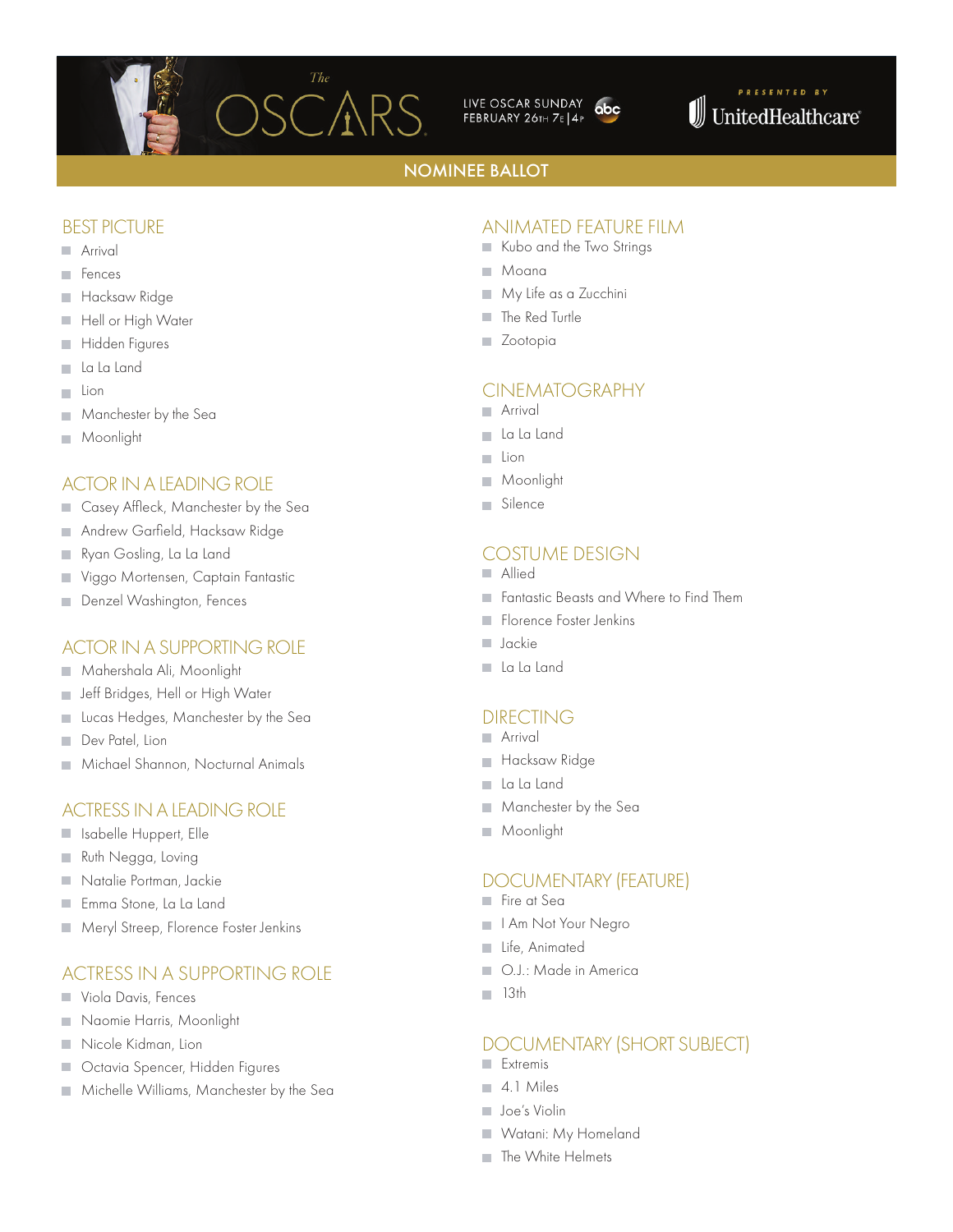The OSCARS

LIVE OSCAR SUNDAY FEBRUARY 26TH 7E|4P

PRESENTED BY UnitedHealthcare

# NOMINEE BALLOT

## BEST PICTURE

- Arrival
- Fences
- Hacksaw Ridge
- Hell or High Water
- Hidden Figures
- La La Land
- Lion
- Manchester by the Sea
- Moonlight

## ACTOR IN A LEADING ROLE

- Casey Affleck, Manchester by the Sea
- Andrew Garfield, Hacksaw Ridge
- Ryan Gosling, La La Land
- Viggo Mortensen, Captain Fantastic
- Denzel Washington, Fences

## ACTOR IN A SUPPORTING ROLE

- Mahershala Ali, Moonlight
- Jeff Bridges, Hell or High Water
- Lucas Hedges, Manchester by the Sea
- Dev Patel, Lion
- Michael Shannon, Nocturnal Animals

## ACTRESS IN A LEADING ROLE

- Isabelle Huppert, Elle
- Ruth Negga, Loving
- Natalie Portman, Jackie
- Emma Stone, La La Land
- Meryl Streep, Florence Foster Jenkins

## ACTRESS IN A SUPPORTING ROLE

- Viola Davis, Fences
- Naomie Harris, Moonlight
- Nicole Kidman, Lion
- Octavia Spencer, Hidden Figures
- Michelle Williams, Manchester by the Sea

## ANIMATED FEATURE FILM

- Kubo and the Two Strings
- Moana
- My Life as a Zucchini
- The Red Turtle
- Zootopia

## CINEMATOGRAPHY

- Arrival
- La La Land
- Lion
- Moonlight
- Silence

## COSTUME DESIGN

- Allied
- Fantastic Beasts and Where to Find Them
- Florence Foster Jenkins
- Jackie
- La La Land

## DIRECTING

- Arrival
- Hacksaw Ridge
- La La Land
- Manchester by the Sea
- Moonlight

## DOCUMENTARY (FEATURE)

- Fire at Sea
- I Am Not Your Negro
- Life, Animated
- O.J.: Made in America
- 13th

## DOCUMENTARY (SHORT SUBJECT)

- Extremis
- 4.1 Miles
- Joe's Violin
- Watani: My Homeland
- The White Helmets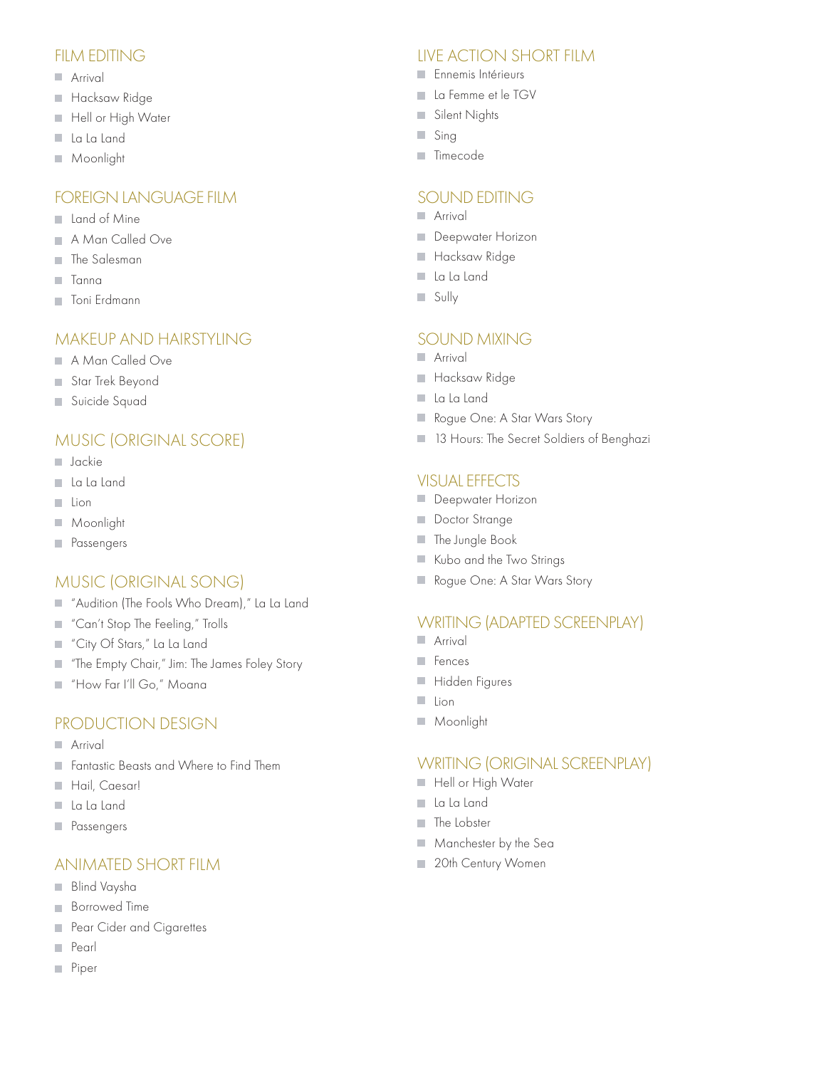## FILM EDITING

- Arrival
- Hacksaw Ridge
- Hell or High Water
- La La Land
- Moonlight

## FOREIGN LANGUAGE FILM

- Land of Mine
- A Man Called Ove
- The Salesman
- Tanna
- Toni Erdmann

## MAKEUP AND HAIRSTYLING

- A Man Called Ove
- Star Trek Beyond
- Suicide Squad

## MUSIC (ORIGINAL SCORE)

- Jackie
- La La Land
- Lion
- Moonlight
- Passengers

## MUSIC (ORIGINAL SONG)

- "Audition (The Fools Who Dream)," La La Land
- "Can't Stop The Feeling," Trolls
- "City Of Stars," La La Land
- "The Empty Chair," Jim: The James Foley Story
- "How Far I'll Go," Moana

## PRODUCTION DESIGN

- Arrival
- Fantastic Beasts and Where to Find Them
- Hail, Caesar!
- La La Land
- Passengers

## ANIMATED SHORT FILM

- Blind Vaysha
- Borrowed Time
- Pear Cider and Cigarettes
- Pearl
- Piper

## LIVE ACTION SHORT FILM

- Ennemis Intérieurs
- La Femme et le TGV
- Silent Nights
- Sing
- Timecode

## SOUND EDITING

- Arrival
- Deepwater Horizon
- Hacksaw Ridge
- La La Land
- Sully

## SOUND MIXING

- Arrival
- Hacksaw Ridge
- La La Land
- Rogue One: A Star Wars Story
- 13 Hours: The Secret Soldiers of Benghazi

## VISUAL EFFECTS

- Deepwater Horizon
- Doctor Strange
- The Jungle Book
- Kubo and the Two Strings
- Rogue One: A Star Wars Story

## WRITING (ADAPTED SCREENPLAY)

- Arrival
- Fences
- Hidden Figures
- Lion
- Moonlight

## WRITING (ORIGINAL SCREENPLAY)

- Hell or High Water
- La La Land
- The Lobster
- Manchester by the Sea
- 20th Century Women